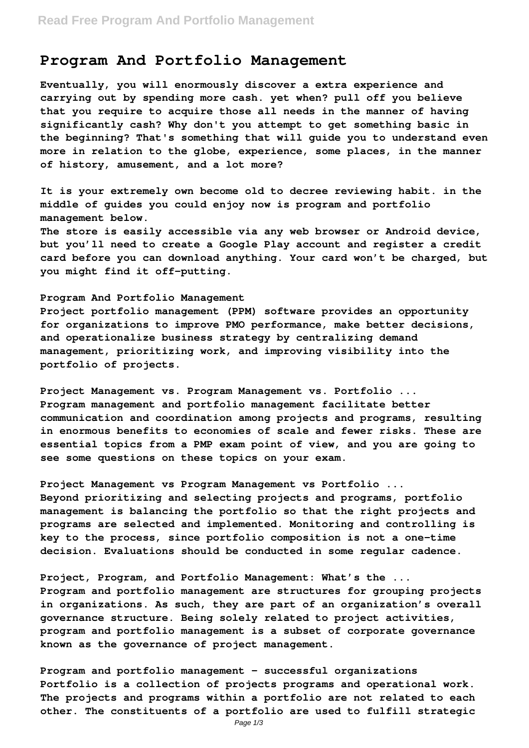# Program And Portfolio Management

**Eventually, you will enormously discover a extra experience and carrying out by spending more cash. yet when? pull off you believe that you require to acquire those all needs in the manner of having significantly cash? Why don't you attempt to get something basic in the beginning? That's something that will guide you to understand even more in relation to the globe, experience, some places, in the manner of history, amusement, and a lot more?**

**It is your extremely own become old to decree reviewing habit. in the middle of guides you could enjoy now is program and portfolio management below.**

**The store is easily accessible via any web browser or Android device, but you'll need to create a Google Play account and register a credit card before you can download anything. Your card won't be charged, but you might find it off-putting.**

**Program And Portfolio Management**

**Project portfolio management (PPM) software provides an opportunity for organizations to improve PMO performance, make better decisions, and operationalize business strategy by centralizing demand management, prioritizing work, and improving visibility into the portfolio of projects.**

**Project Management vs. Program Management vs. Portfolio ...**

**Program management and portfolio management facilitate better communication and coordination among projects and programs, resulting in enormous benefits to economies of scale and fewer risks. These are essential topics from a PMP exam point of view, and you are going to see some questions on these topics on your exam.**

**Project Management vs Program Management vs Portfolio ...**

**Beyond prioritizing and selecting projects and programs, portfolio management is balancing the portfolio so that the right projects and programs are selected and implemented. Monitoring and controlling is key to the process, since portfolio composition is not a one-time decision. Evaluations should be conducted in some regular cadence.**

**Project, Program, and Portfolio Management: What's the ...**

**Program and portfolio management are structures for grouping projects in organizations. As such, they are part of an organization's overall governance structure. Being solely related to project activities, program and portfolio management is a subset of corporate governance known as the governance of project management.**

**Program and portfolio management - successful organizations**

**Portfolio is a collection of projects programs and operational work. The projects and programs within a portfolio are not related to each other. The constituents of a portfolio are used to fulfill strategic**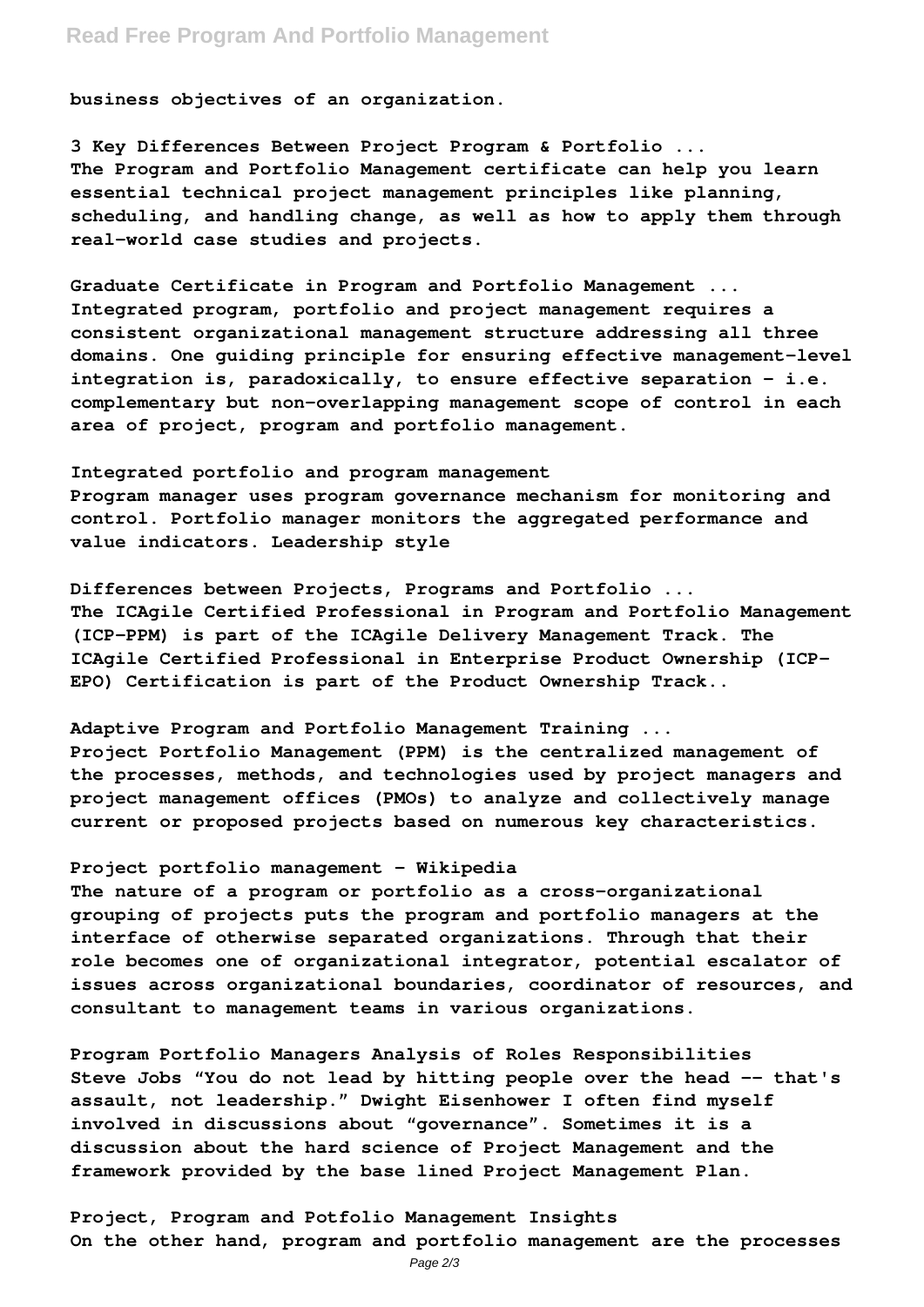business objectives of an organization.

**3 Key Differences Between Project Program & Portfolio ...**

The Program and Portfolio Management certificate can help you learn essential technical project management principles like planning, scheduling, and handling change, as well as how to apply them through real-world case studies and projects.

**Graduate Certificate in Program and Portfolio Management ...**

Integrated program, portfolio and project management requires a consistent organizational management structure addressing all three domains. One guiding principle for ensuring effective management-level integration is, paradoxically, to ensure effective separation - i.e. complementary but non-overlapping management scope of control in each area of project, program and portfolio management.

**Integrated portfolio and program management**

Program manager uses program governance mechanism for monitoring and control. Portfolio manager monitors the aggregated performance and value indicators. Leadership style

**Differences between Projects, Programs and Portfolio ...**

The ICAgile Certified Professional in Program and Portfolio Management (ICP-PPM) is part of the ICAgile Delivery Management Track. The ICAgile Certified Professional in Enterprise Product Ownership (ICP-EPO) Certification is part of the Product Ownership Track..

**Adaptive Program and Portfolio Management Training ...**

Project Portfolio Management (PPM) is the centralized management of the processes, methods, and technologies used by project managers and project management offices (PMOs) to analyze and collectively manage current or proposed projects based on numerous key characteristics.

**Project portfolio management - Wikipedia**

The nature of a program or portfolio as a cross-organizational grouping of projects puts the program and portfolio managers at the interface of otherwise separated organizations. Through that their role becomes one of organizational integrator, potential escalator of issues across organizational boundaries, coordinator of resources, and consultant to management teams in various organizations.

**Program Portfolio Managers Analysis of Roles Responsibilities**

Steve Jobs "You do not lead by hitting people over the head -- that's assault, not leadership." Dwight Eisenhower I often find myself involved in discussions about "governance". Sometimes it is a discussion about the hard science of Project Management and the framework provided by the base lined Project Management Plan.

**Project, Program and Potfolio Management Insights**

On the other hand, program and portfolio management are the processes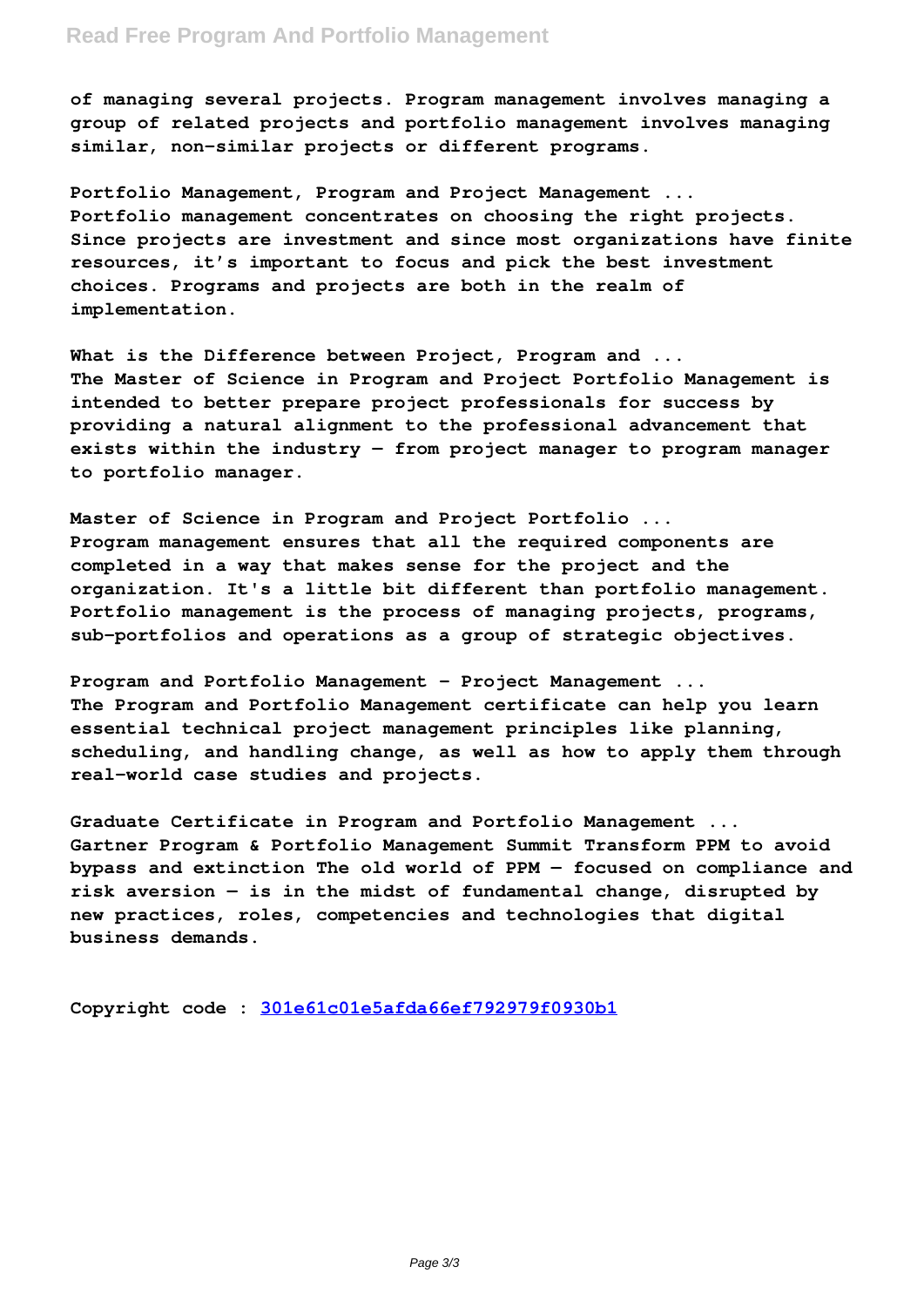of managing several projects. Program management involves managing a group of related projects and portfolio management involves managing similar, non-similar projects or different programs.

**Portfolio Management, Program and Project Management ...**
Portfolio management concentrates on choosing the right projects. Since projects are investment and since most organizations have finite resources, it's important to focus and pick the best investment choices. Programs and projects are both in the realm of implementation.

**What is the Difference between Project, Program and ...**
The Master of Science in Program and Project Portfolio Management is intended to better prepare project professionals for success by providing a natural alignment to the professional advancement that exists within the industry — from project manager to program manager to portfolio manager.

**Master of Science in Program and Project Portfolio ...**
Program management ensures that all the required components are completed in a way that makes sense for the project and the organization. It's a little bit different than portfolio management. Portfolio management is the process of managing projects, programs, sub-portfolios and operations as a group of strategic objectives.

**Program and Portfolio Management - Project Management ...**
The Program and Portfolio Management certificate can help you learn essential technical project management principles like planning, scheduling, and handling change, as well as how to apply them through real-world case studies and projects.

**Graduate Certificate in Program and Portfolio Management ...**
Gartner Program & Portfolio Management Summit Transform PPM to avoid bypass and extinction The old world of PPM — focused on compliance and risk aversion — is in the midst of fundamental change, disrupted by new practices, roles, competencies and technologies that digital business demands.

Copyright code : 301e61c01e5afda66ef792979f0930b1